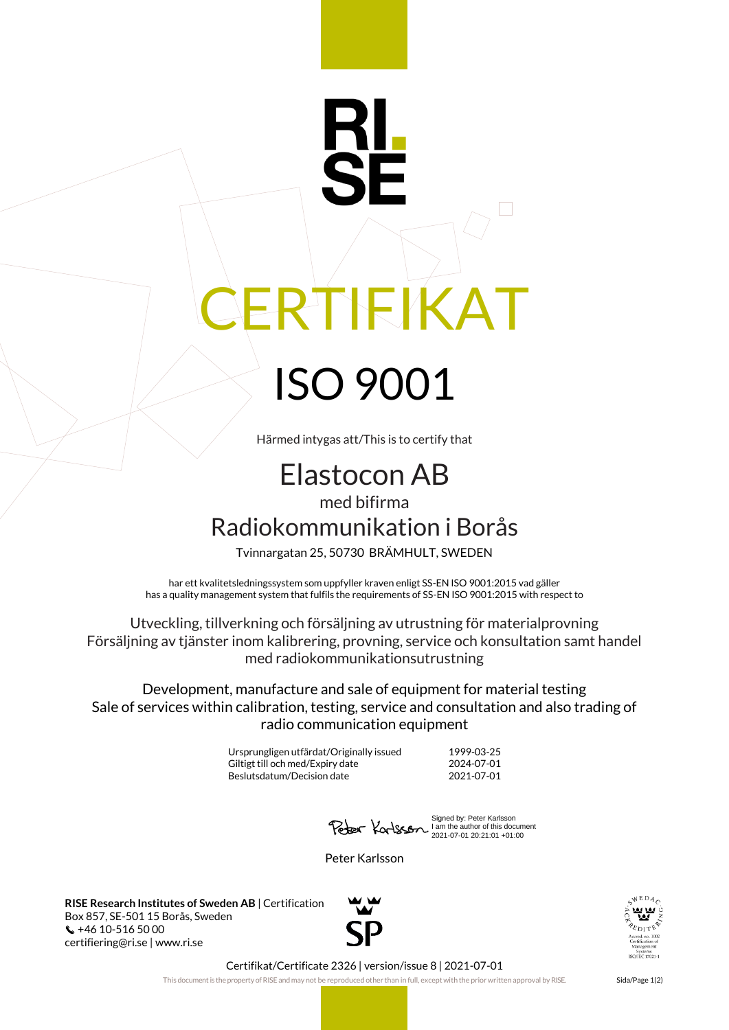# CERTIFIKAT

# ISO 9001

Härmed intygas att/This is to certify that

## Elastocon AB

med bifirma

## Radiokommunikation i Borås

Tvinnargatan 25, 50730 BRÄMHULT, SWEDEN

har ett kvalitetsledningssystem som uppfyller kraven enligt SS-EN ISO 9001:2015 vad gäller
has a quality management system that fulfils the requirements of SS-EN ISO 9001:2015 with respect to

Utveckling, tillverkning och försäljning av utrustning för materialprovning
Försäljning av tjänster inom kalibrering, provning, service och konsultation samt handel med radiokommunikationsutrustning

Development, manufacture and sale of equipment for material testing
Sale of services within calibration, testing, service and consultation and also trading of radio communication equipment

| | |
|---|---|
| Ursprungligen utfärdat/Originally issued | 1999-03-25 |
| Giltigt till och med/Expiry date | 2024-07-01 |
| Beslutsdatum/Decision date | 2021-07-01 |

Signed by: Peter Karlsson
I am the author of this document
2021-07-01 20:21:01 +01:00

Peter Karlsson

**RISE Research Institutes of Sweden AB** | Certification
Box 857, SE-501 15 Borås, Sweden
+46 10-516 50 00
certifiering@ri.se | www.ri.se

SWEDAC ACKREDITERING
Accred. no. 1002
Certification of Management Systems
ISO/IEC 17021-1

Certifikat/Certificate 2326 | version/issue 8 | 2021-07-01

This document is the property of RISE and may not be reproduced other than in full, except with the prior written approval by RISE.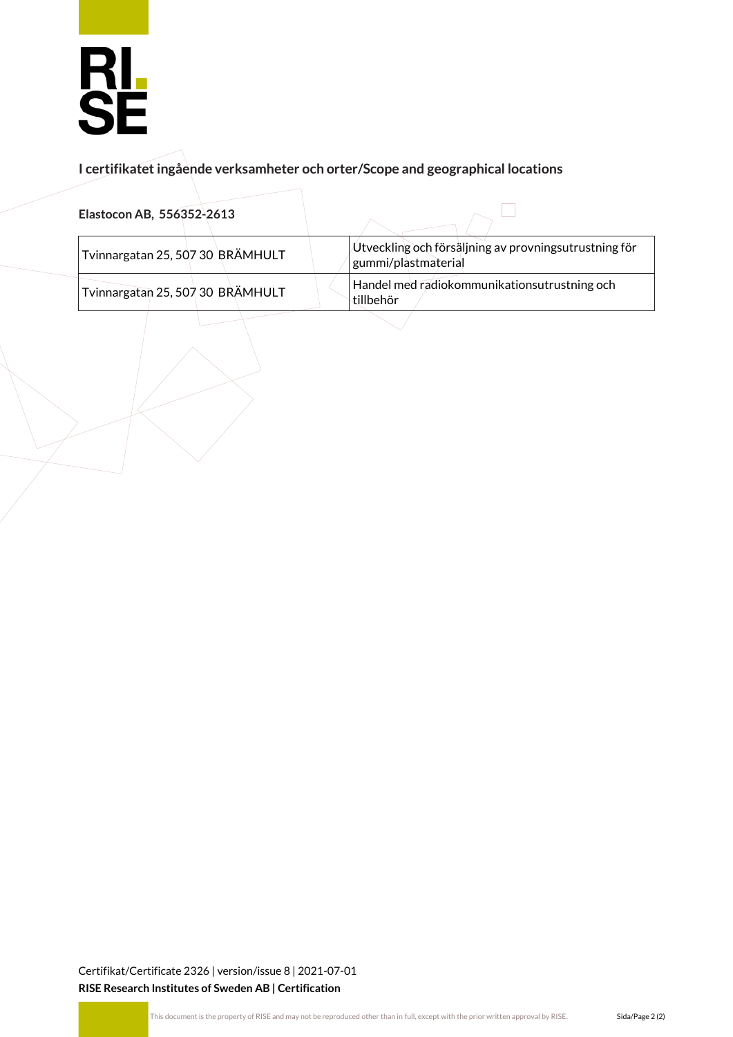**I certifikatet ingående verksamheter och orter/Scope and geographical locations**

**Elastocon AB, 556352-2613**

| | |
|---|---|
| Tvinnargatan 25, 507 30 BRÄMHULT | Utveckling och försäljning av provningsutrustning för gummi/plastmaterial |
| Tvinnargatan 25, 507 30 BRÄMHULT | Handel med radiokommunikationsutrustning och tillbehör |

Certifikat/Certificate 2326 | version/issue 8 | 2021-07-01

**RISE Research Institutes of Sweden AB | Certification**

This document is the property of RISE and may not be reproduced other than in full, except with the prior written approval by RISE.